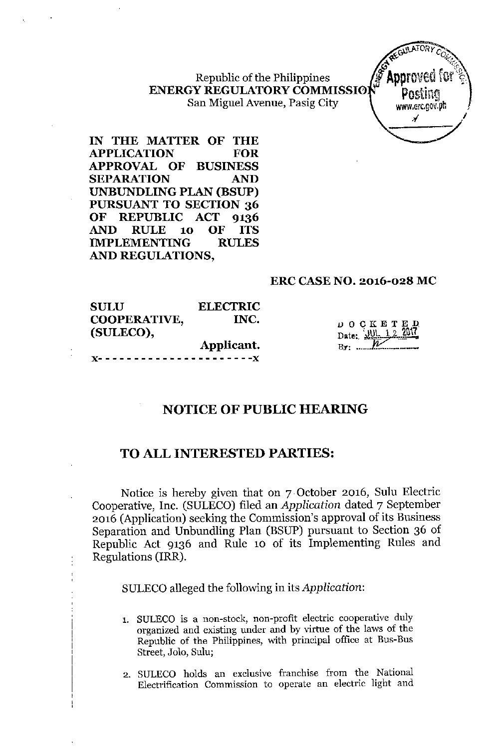Republic of the Philippines
**ENERGY REGULATORY COMMISSION**
San Miguel Avenue, Pasig City

**IN THE MATTER OF THE APPLICATION FOR APPROVAL OF BUSINESS SEPARATION AND UNBUNDLING PLAN (BSUP) PURSUANT TO SECTION 36 OF REPUBLIC ACT 9136 AND RULE 10 OF ITS IMPLEMENTING RULES AND REGULATIONS,**

**ERC CASE NO. 2016-028 MC**

**SULU ELECTRIC COOPERATIVE, INC. (SULECO),**
**Applicant.**

x- - - - - - - - - - - - - - - - - - - - - -x

DOCKETED
Date: JUL 12 2017
By: ...

## NOTICE OF PUBLIC HEARING

## TO ALL INTERESTED PARTIES:

Notice is hereby given that on 7 October 2016, Sulu Electric Cooperative, Inc. (SULECO) filed an *Application* dated 7 September 2016 (Application) seeking the Commission's approval of its Business Separation and Unbundling Plan (BSUP) pursuant to Section 36 of Republic Act 9136 and Rule 10 of its Implementing Rules and Regulations (IRR).

SULECO alleged the following in its *Application*:

1. SULECO is a non-stock, non-profit electric cooperative duly organized and existing under and by virtue of the laws of the Republic of the Philippines, with principal office at Bus-Bus Street, Jolo, Sulu;

2. SULECO holds an exclusive franchise from the National Electrification Commission to operate an electric light and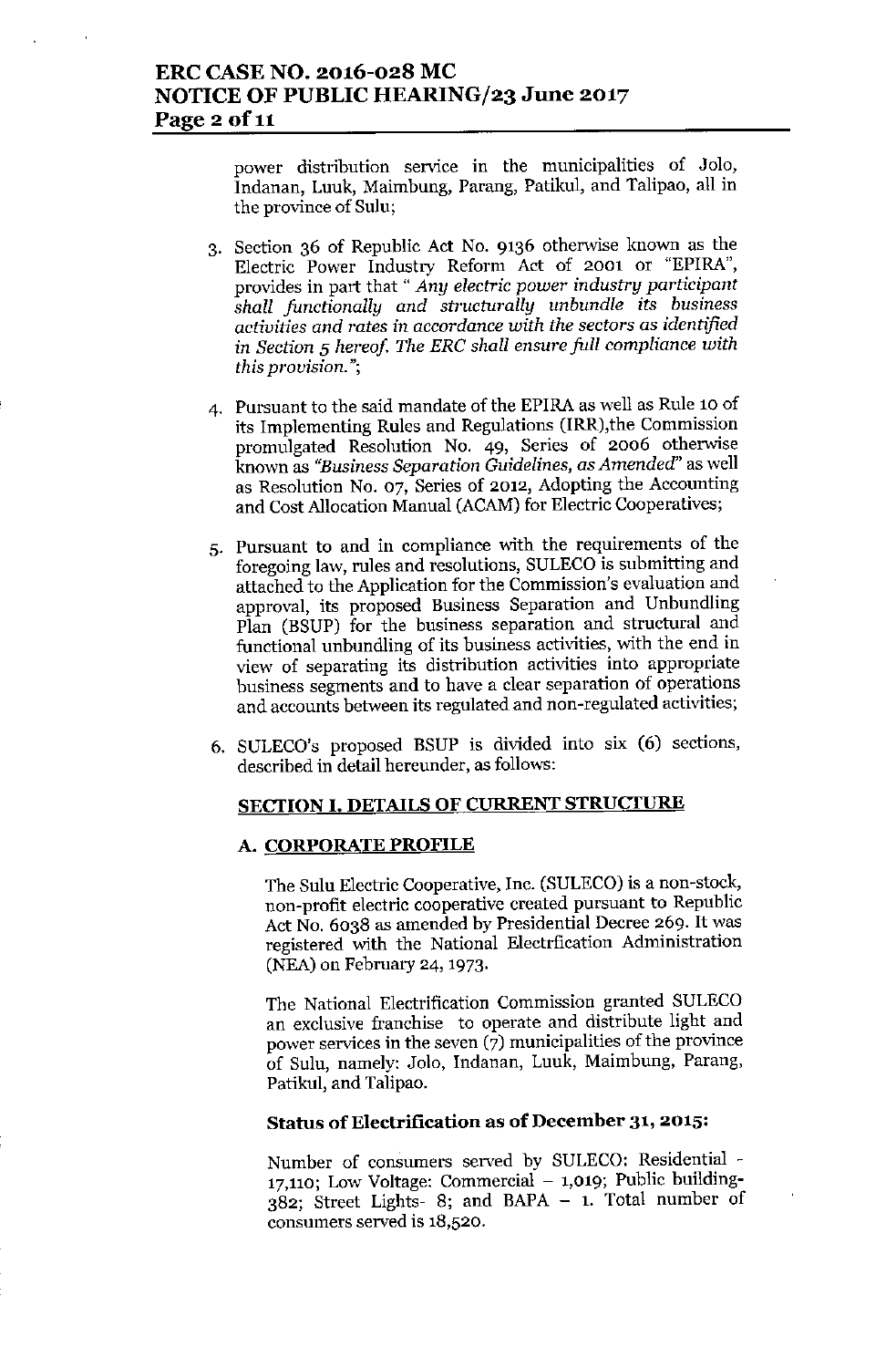power distribution service in the municipalities of Jolo, Indanan, Luuk, Maimbung, Parang, Patikul, and Talipao, all in the province of Sulu;

3. Section 36 of Republic Act No. 9136 otherwise known as the Electric Power Industry Reform Act of 2001 or "EPIRA", provides in part that " *Any electric power industry participant shall functionally and structurally unbundle its business activities and rates in accordance with the sectors as identified in Section 5 hereof. The ERC shall ensure full compliance with this provision.*";

4. Pursuant to the said mandate of the EPIRA as well as Rule 10 of its Implementing Rules and Regulations (IRR),the Commission promulgated Resolution No. 49, Series of 2006 otherwise known as *"Business Separation Guidelines, as Amended"* as well as Resolution No. 07, Series of 2012, Adopting the Accounting and Cost Allocation Manual (ACAM) for Electric Cooperatives;

5. Pursuant to and in compliance with the requirements of the foregoing law, rules and resolutions, SULECO is submitting and attached to the Application for the Commission's evaluation and approval, its proposed Business Separation and Unbundling Plan (BSUP) for the business separation and structural and functional unbundling of its business activities, with the end in view of separating its distribution activities into appropriate business segments and to have a clear separation of operations and accounts between its regulated and non-regulated activities;

6. SULECO's proposed BSUP is divided into six (6) sections, described in detail hereunder, as follows:

## SECTION I. DETAILS OF CURRENT STRUCTURE

### A. CORPORATE PROFILE

The Sulu Electric Cooperative, Inc. (SULECO) is a non-stock, non-profit electric cooperative created pursuant to Republic Act No. 6038 as amended by Presidential Decree 269. It was registered with the National Electrfication Administration (NEA) on February 24, 1973.

The National Electrification Commission granted SULECO an exclusive franchise to operate and distribute light and power services in the seven (7) municipalities of the province of Sulu, namely: Jolo, Indanan, Luuk, Maimbung, Parang, Patikul, and Talipao.

**Status of Electrification as of December 31, 2015:**

Number of consumers served by SULECO: Residential - 17,110; Low Voltage: Commercial – 1,019; Public building- 382; Street Lights- 8; and BAPA – 1. Total number of consumers served is 18,520.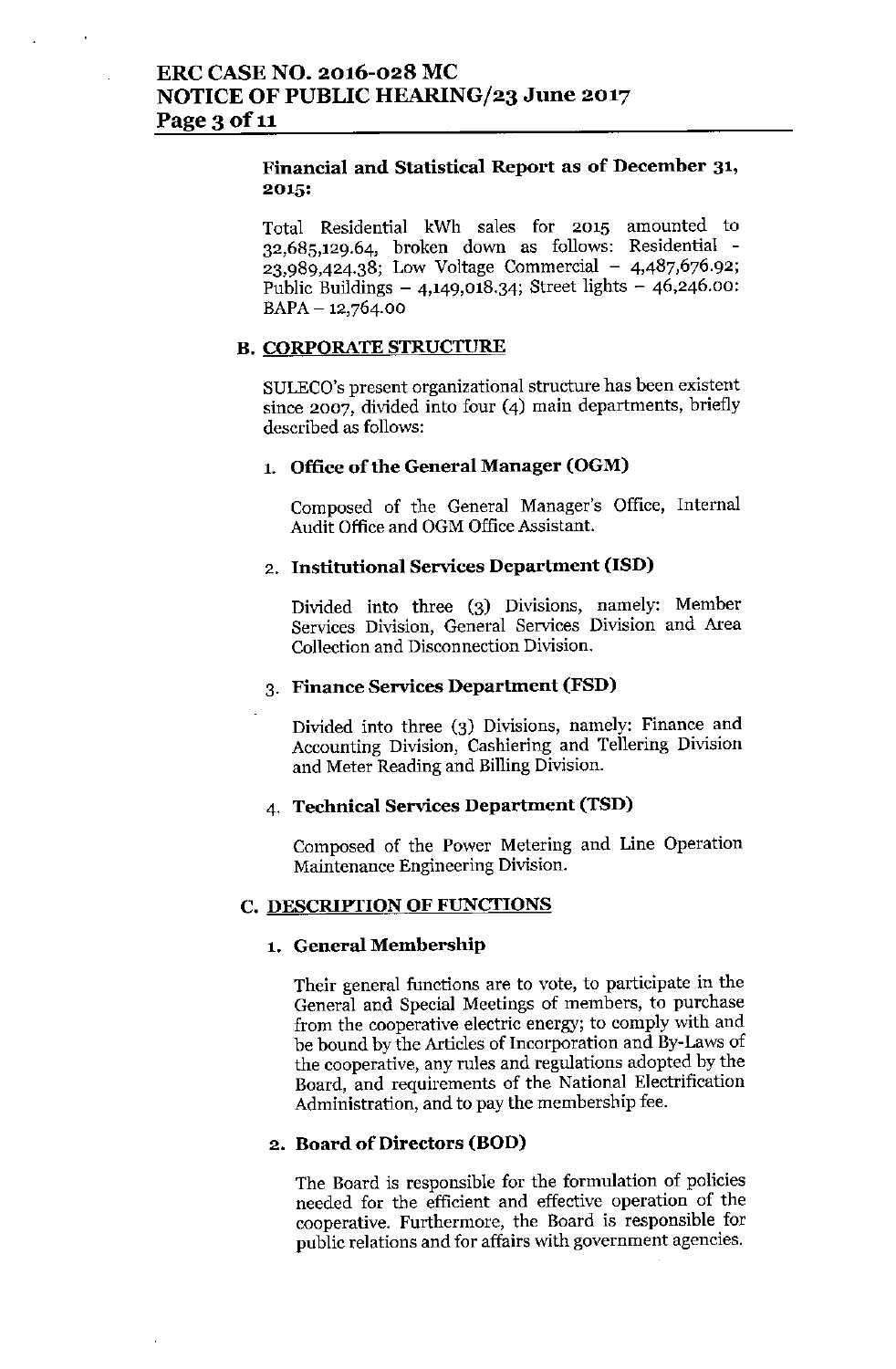**Financial and Statistical Report as of December 31, 2015:**

Total Residential kWh sales for 2015 amounted to 32,685,129.64, broken down as follows: Residential - 23,989,424.38; Low Voltage Commercial – 4,487,676.92; Public Buildings – 4,149,018.34; Street lights – 46,246.00: BAPA – 12,764.00

## B. CORPORATE STRUCTURE

SULECO's present organizational structure has been existent since 2007, divided into four (4) main departments, briefly described as follows:

### 1. Office of the General Manager (OGM)

Composed of the General Manager's Office, Internal Audit Office and OGM Office Assistant.

### 2. Institutional Services Department (ISD)

Divided into three (3) Divisions, namely: Member Services Division, General Services Division and Area Collection and Disconnection Division.

### 3. Finance Services Department (FSD)

Divided into three (3) Divisions, namely: Finance and Accounting Division, Cashiering and Tellering Division and Meter Reading and Billing Division.

### 4. Technical Services Department (TSD)

Composed of the Power Metering and Line Operation Maintenance Engineering Division.

## C. DESCRIPTION OF FUNCTIONS

### 1. General Membership

Their general functions are to vote, to participate in the General and Special Meetings of members, to purchase from the cooperative electric energy; to comply with and be bound by the Articles of Incorporation and By-Laws of the cooperative, any rules and regulations adopted by the Board, and requirements of the National Electrification Administration, and to pay the membership fee.

### 2. Board of Directors (BOD)

The Board is responsible for the formulation of policies needed for the efficient and effective operation of the cooperative. Furthermore, the Board is responsible for public relations and for affairs with government agencies.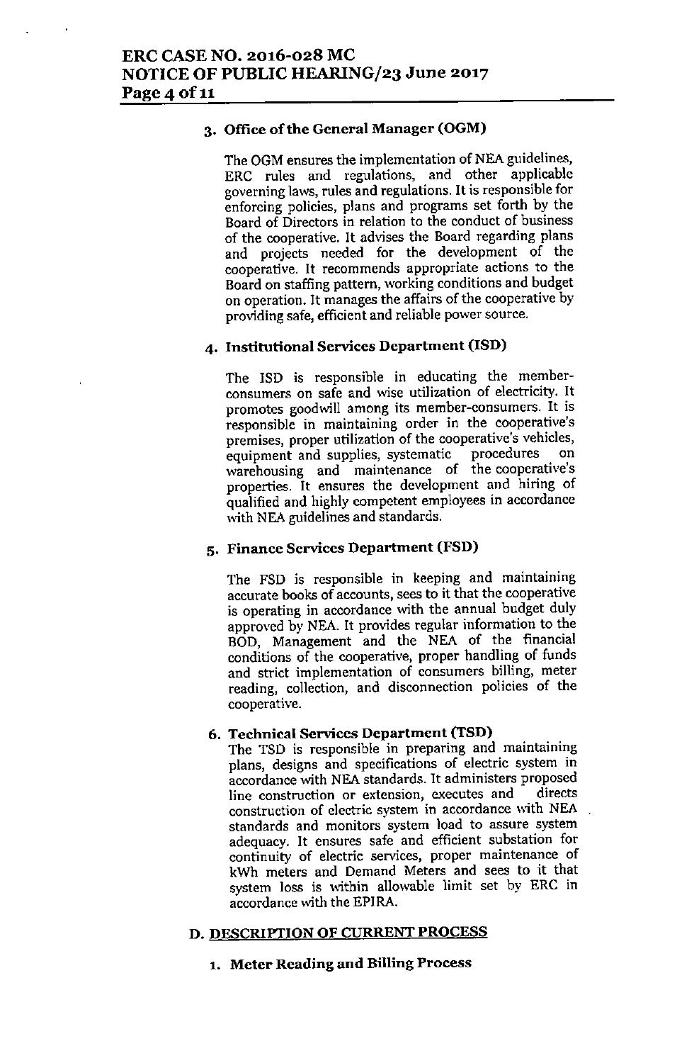### 3. Office of the General Manager (OGM)

The OGM ensures the implementation of NEA guidelines, ERC rules and regulations, and other applicable governing laws, rules and regulations. It is responsible for enforcing policies, plans and programs set forth by the Board of Directors in relation to the conduct of business of the cooperative. It advises the Board regarding plans and projects needed for the development of the cooperative. It recommends appropriate actions to the Board on staffing pattern, working conditions and budget on operation. It manages the affairs of the cooperative by providing safe, efficient and reliable power source.

### 4. Institutional Services Department (ISD)

The ISD is responsible in educating the member-consumers on safe and wise utilization of electricity. It promotes goodwill among its member-consumers. It is responsible in maintaining order in the cooperative's premises, proper utilization of the cooperative's vehicles, equipment and supplies, systematic procedures on warehousing and maintenance of the cooperative's properties. It ensures the development and hiring of qualified and highly competent employees in accordance with NEA guidelines and standards.

### 5. Finance Services Department (FSD)

The FSD is responsible in keeping and maintaining accurate books of accounts, sees to it that the cooperative is operating in accordance with the annual budget duly approved by NEA. It provides regular information to the BOD, Management and the NEA of the financial conditions of the cooperative, proper handling of funds and strict implementation of consumers billing, meter reading, collection, and disconnection policies of the cooperative.

### 6. Technical Services Department (TSD)

The TSD is responsible in preparing and maintaining plans, designs and specifications of electric system in accordance with NEA standards. It administers proposed line construction or extension, executes and directs construction of electric system in accordance with NEA standards and monitors system load to assure system adequacy. It ensures safe and efficient substation for continuity of electric services, proper maintenance of kWh meters and Demand Meters and sees to it that system loss is within allowable limit set by ERC in accordance with the EPIRA.

## D. DESCRIPTION OF CURRENT PROCESS

### 1. Meter Reading and Billing Process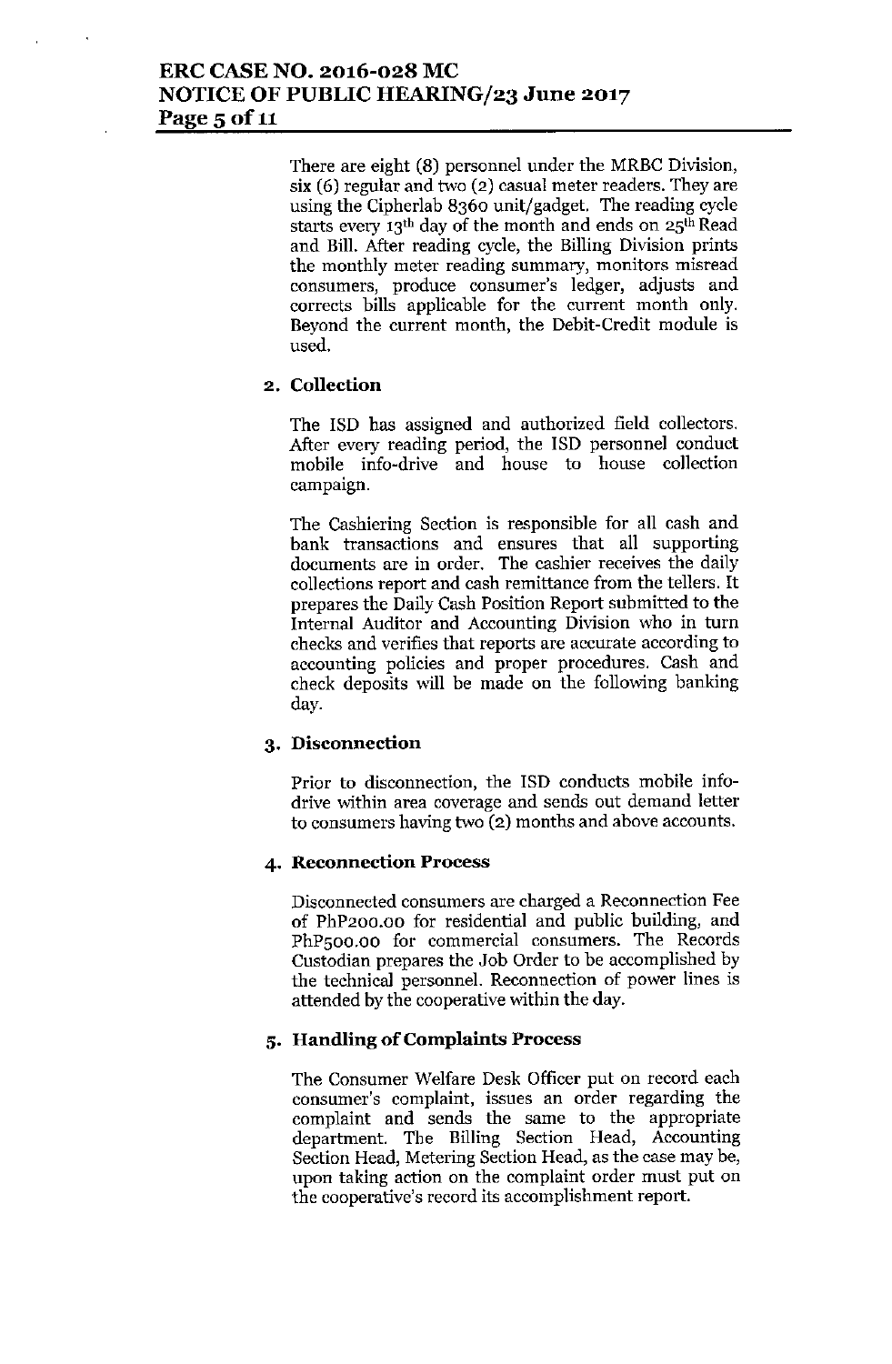There are eight (8) personnel under the MRBC Division, six (6) regular and two (2) casual meter readers. They are using the Cipherlab 8360 unit/gadget. The reading cycle starts every 13th day of the month and ends on 25th Read and Bill. After reading cycle, the Billing Division prints the monthly meter reading summary, monitors misread consumers, produce consumer's ledger, adjusts and corrects bills applicable for the current month only. Beyond the current month, the Debit-Credit module is used.

**2. Collection**

The ISD has assigned and authorized field collectors. After every reading period, the ISD personnel conduct mobile info-drive and house to house collection campaign.

The Cashiering Section is responsible for all cash and bank transactions and ensures that all supporting documents are in order. The cashier receives the daily collections report and cash remittance from the tellers. It prepares the Daily Cash Position Report submitted to the Internal Auditor and Accounting Division who in turn checks and verifies that reports are accurate according to accounting policies and proper procedures. Cash and check deposits will be made on the following banking day.

**3. Disconnection**

Prior to disconnection, the ISD conducts mobile info-drive within area coverage and sends out demand letter to consumers having two (2) months and above accounts.

**4. Reconnection Process**

Disconnected consumers are charged a Reconnection Fee of PhP200.00 for residential and public building, and PhP500.00 for commercial consumers. The Records Custodian prepares the Job Order to be accomplished by the technical personnel. Reconnection of power lines is attended by the cooperative within the day.

**5. Handling of Complaints Process**

The Consumer Welfare Desk Officer put on record each consumer's complaint, issues an order regarding the complaint and sends the same to the appropriate department. The Billing Section Head, Accounting Section Head, Metering Section Head, as the case may be, upon taking action on the complaint order must put on the cooperative's record its accomplishment report.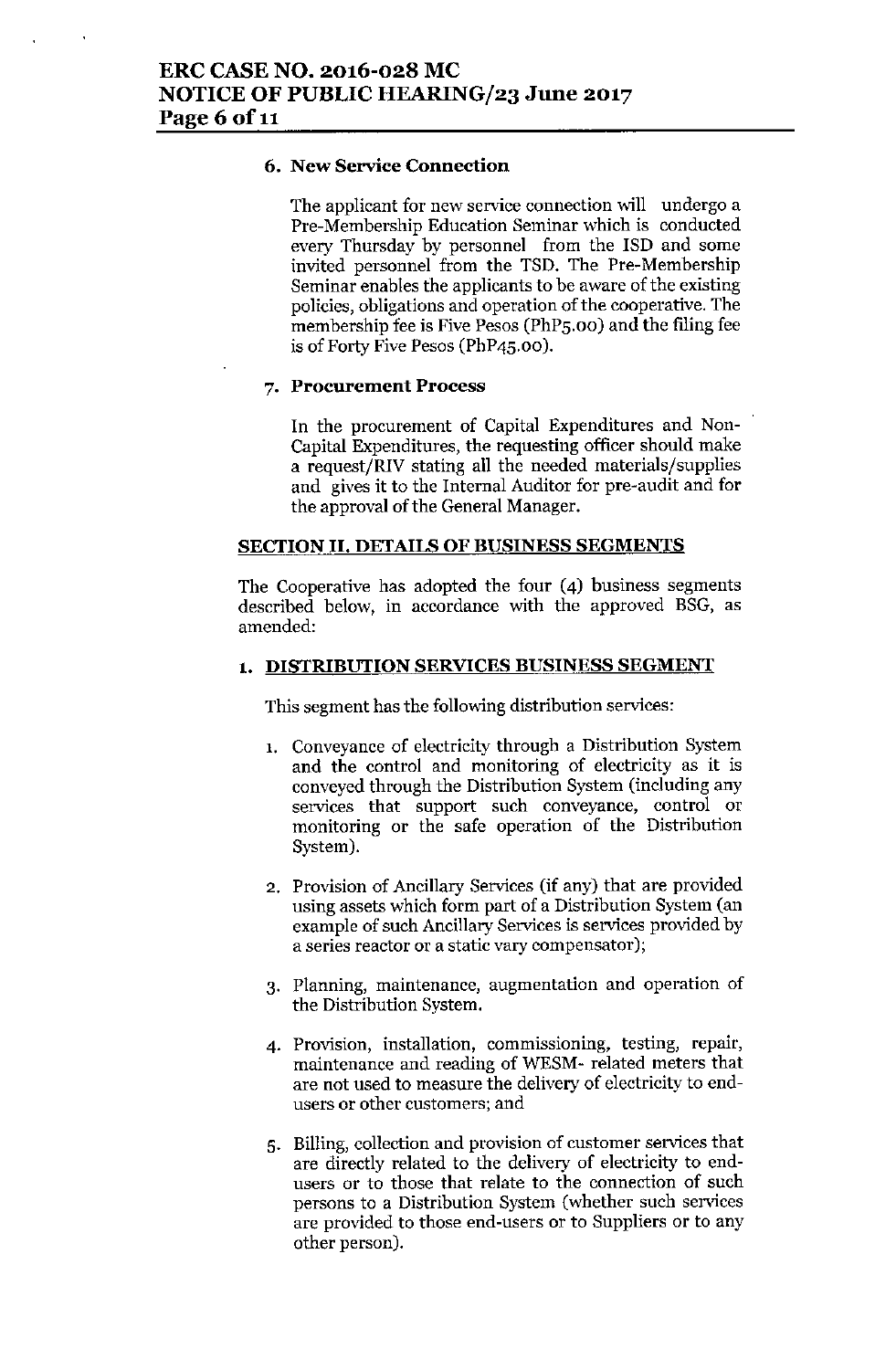### 6. New Service Connection

The applicant for new service connection will undergo a Pre-Membership Education Seminar which is conducted every Thursday by personnel from the ISD and some invited personnel from the TSD. The Pre-Membership Seminar enables the applicants to be aware of the existing policies, obligations and operation of the cooperative. The membership fee is Five Pesos (PhP5.00) and the filing fee is of Forty Five Pesos (PhP45.00).

### 7. Procurement Process

In the procurement of Capital Expenditures and Non-Capital Expenditures, the requesting officer should make a request/RIV stating all the needed materials/supplies and gives it to the Internal Auditor for pre-audit and for the approval of the General Manager.

## SECTION II. DETAILS OF BUSINESS SEGMENTS

The Cooperative has adopted the four (4) business segments described below, in accordance with the approved BSG, as amended:

### 1. DISTRIBUTION SERVICES BUSINESS SEGMENT

This segment has the following distribution services:

1. Conveyance of electricity through a Distribution System and the control and monitoring of electricity as it is conveyed through the Distribution System (including any services that support such conveyance, control or monitoring or the safe operation of the Distribution System).
2. Provision of Ancillary Services (if any) that are provided using assets which form part of a Distribution System (an example of such Ancillary Services is services provided by a series reactor or a static vary compensator);
3. Planning, maintenance, augmentation and operation of the Distribution System.
4. Provision, installation, commissioning, testing, repair, maintenance and reading of WESM- related meters that are not used to measure the delivery of electricity to end-users or other customers; and
5. Billing, collection and provision of customer services that are directly related to the delivery of electricity to end-users or to those that relate to the connection of such persons to a Distribution System (whether such services are provided to those end-users or to Suppliers or to any other person).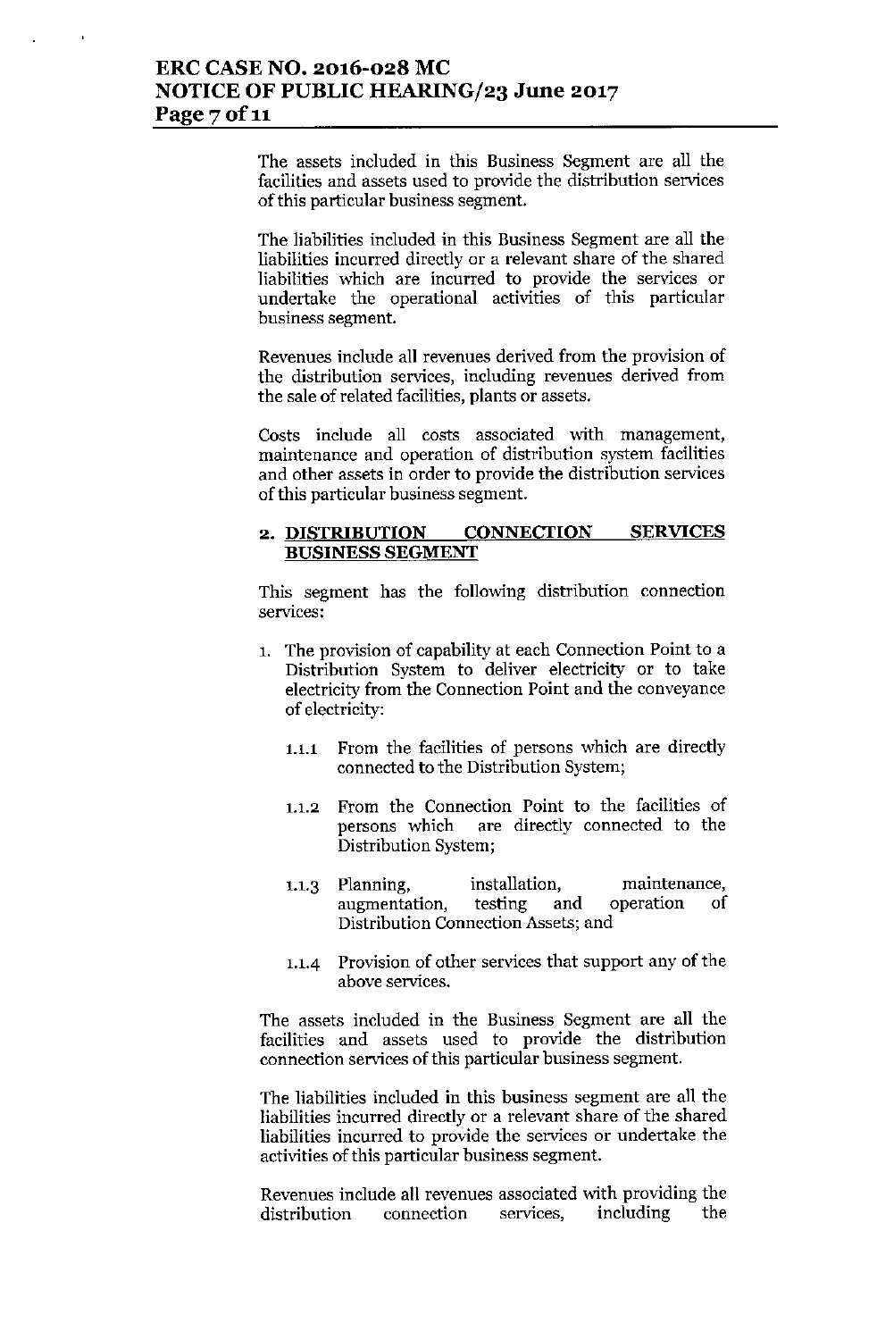The assets included in this Business Segment are all the facilities and assets used to provide the distribution services of this particular business segment.

The liabilities included in this Business Segment are all the liabilities incurred directly or a relevant share of the shared liabilities which are incurred to provide the services or undertake the operational activities of this particular business segment.

Revenues include all revenues derived from the provision of the distribution services, including revenues derived from the sale of related facilities, plants or assets.

Costs include all costs associated with management, maintenance and operation of distribution system facilities and other assets in order to provide the distribution services of this particular business segment.

### 2. <u>DISTRIBUTION CONNECTION SERVICES BUSINESS SEGMENT</u>

This segment has the following distribution connection services:

1. The provision of capability at each Connection Point to a Distribution System to deliver electricity or to take electricity from the Connection Point and the conveyance of electricity:

   1.1.1 From the facilities of persons which are directly connected to the Distribution System;

   1.1.2 From the Connection Point to the facilities of persons which are directly connected to the Distribution System;

   1.1.3 Planning, installation, maintenance, augmentation, testing and operation of Distribution Connection Assets; and

   1.1.4 Provision of other services that support any of the above services.

The assets included in the Business Segment are all the facilities and assets used to provide the distribution connection services of this particular business segment.

The liabilities included in this business segment are all the liabilities incurred directly or a relevant share of the shared liabilities incurred to provide the services or undertake the activities of this particular business segment.

Revenues include all revenues associated with providing the distribution connection services, including the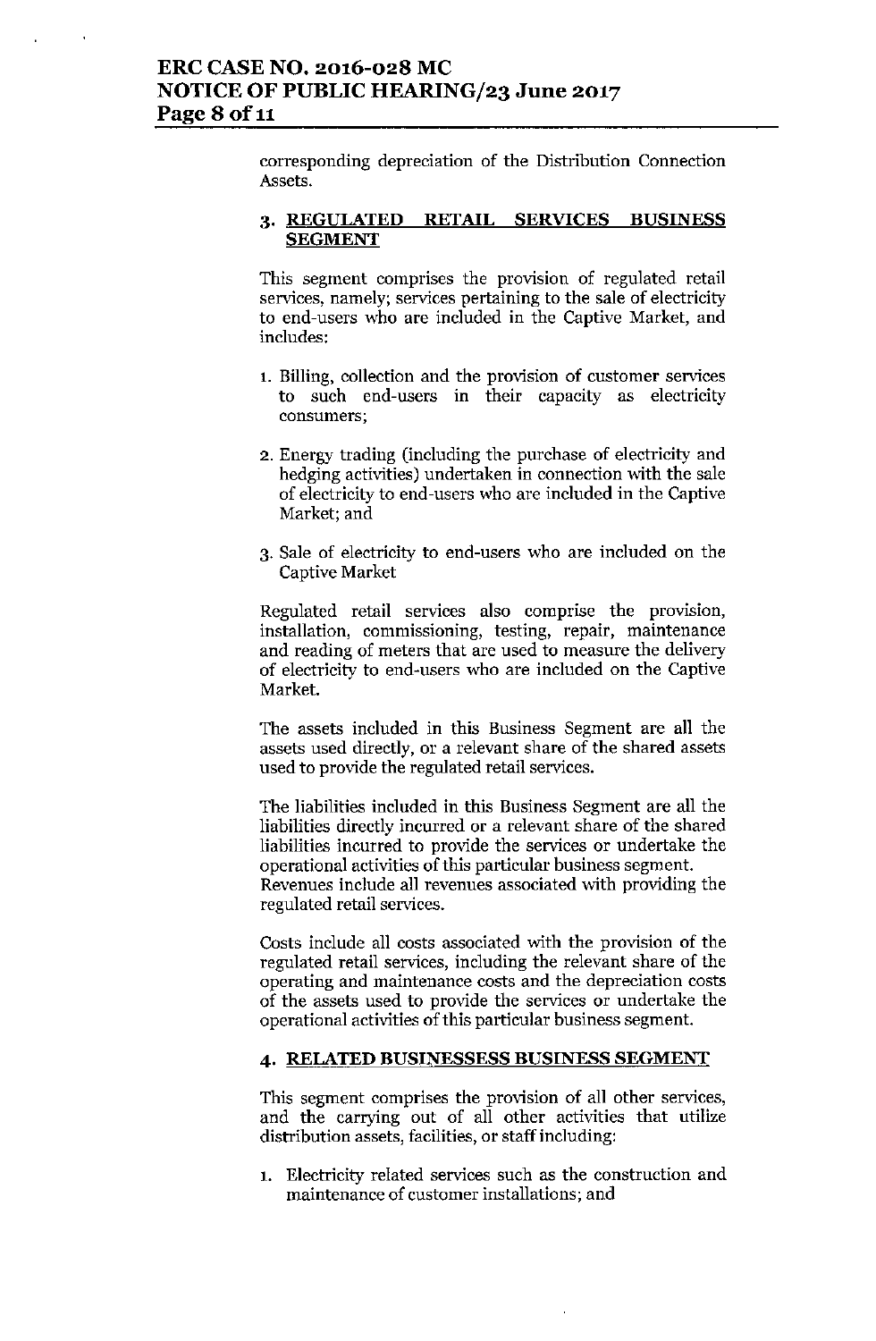corresponding depreciation of the Distribution Connection Assets.

### 3. REGULATED RETAIL SERVICES BUSINESS SEGMENT

This segment comprises the provision of regulated retail services, namely; services pertaining to the sale of electricity to end-users who are included in the Captive Market, and includes:

1. Billing, collection and the provision of customer services to such end-users in their capacity as electricity consumers;
2. Energy trading (including the purchase of electricity and hedging activities) undertaken in connection with the sale of electricity to end-users who are included in the Captive Market; and
3. Sale of electricity to end-users who are included on the Captive Market

Regulated retail services also comprise the provision, installation, commissioning, testing, repair, maintenance and reading of meters that are used to measure the delivery of electricity to end-users who are included on the Captive Market.

The assets included in this Business Segment are all the assets used directly, or a relevant share of the shared assets used to provide the regulated retail services.

The liabilities included in this Business Segment are all the liabilities directly incurred or a relevant share of the shared liabilities incurred to provide the services or undertake the operational activities of this particular business segment. Revenues include all revenues associated with providing the regulated retail services.

Costs include all costs associated with the provision of the regulated retail services, including the relevant share of the operating and maintenance costs and the depreciation costs of the assets used to provide the services or undertake the operational activities of this particular business segment.

### 4. RELATED BUSINESSESS BUSINESS SEGMENT

This segment comprises the provision of all other services, and the carrying out of all other activities that utilize distribution assets, facilities, or staff including:

1. Electricity related services such as the construction and maintenance of customer installations; and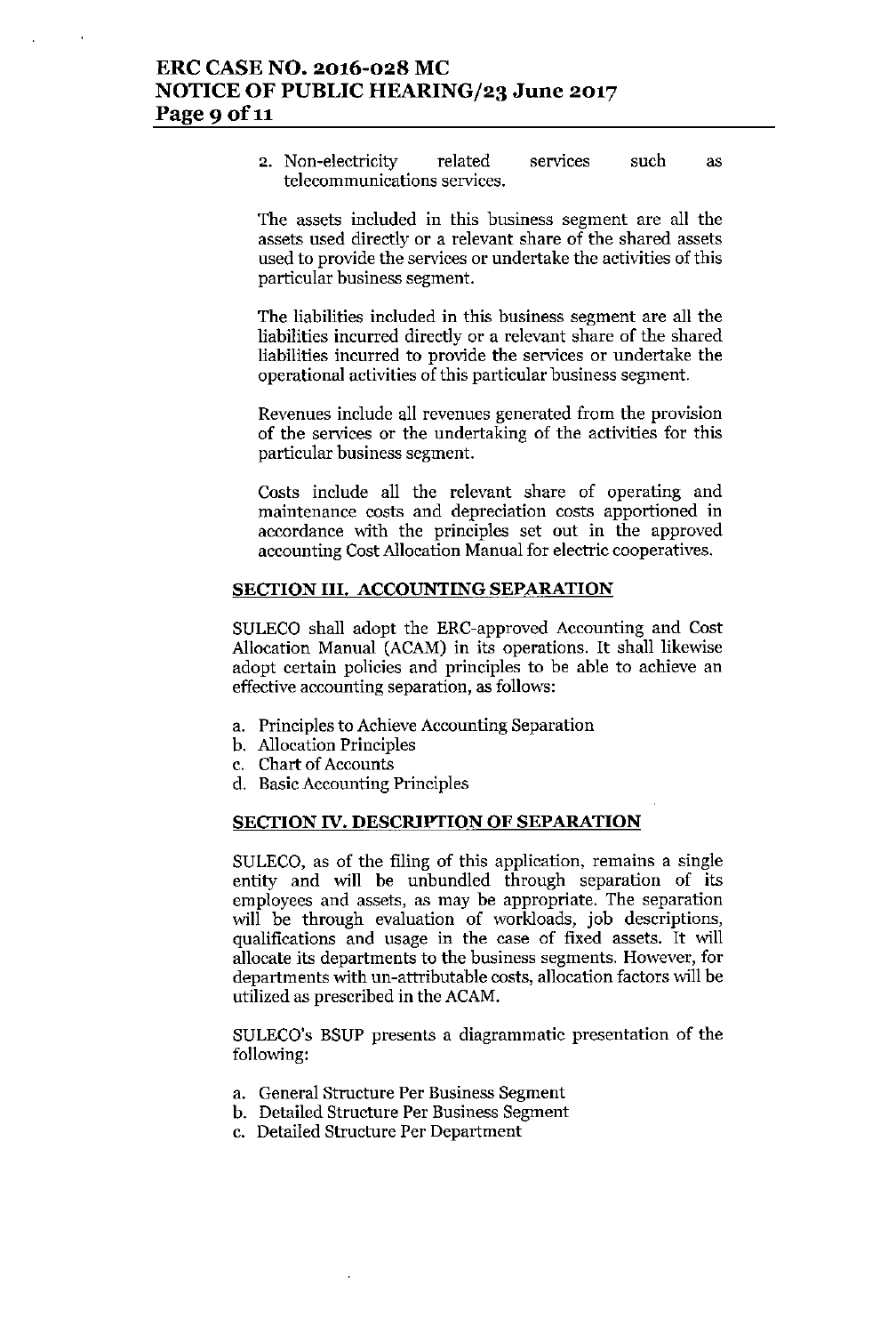2. Non-electricity related services such as telecommunications services.

The assets included in this business segment are all the assets used directly or a relevant share of the shared assets used to provide the services or undertake the activities of this particular business segment.

The liabilities included in this business segment are all the liabilities incurred directly or a relevant share of the shared liabilities incurred to provide the services or undertake the operational activities of this particular business segment.

Revenues include all revenues generated from the provision of the services or the undertaking of the activities for this particular business segment.

Costs include all the relevant share of operating and maintenance costs and depreciation costs apportioned in accordance with the principles set out in the approved accounting Cost Allocation Manual for electric cooperatives.

## SECTION III. ACCOUNTING SEPARATION

SULECO shall adopt the ERC-approved Accounting and Cost Allocation Manual (ACAM) in its operations. It shall likewise adopt certain policies and principles to be able to achieve an effective accounting separation, as follows:

a. Principles to Achieve Accounting Separation
b. Allocation Principles
c. Chart of Accounts
d. Basic Accounting Principles

## SECTION IV. DESCRIPTION OF SEPARATION

SULECO, as of the filing of this application, remains a single entity and will be unbundled through separation of its employees and assets, as may be appropriate. The separation will be through evaluation of workloads, job descriptions, qualifications and usage in the case of fixed assets. It will allocate its departments to the business segments. However, for departments with un-attributable costs, allocation factors will be utilized as prescribed in the ACAM.

SULECO's BSUP presents a diagrammatic presentation of the following:

a. General Structure Per Business Segment
b. Detailed Structure Per Business Segment
c. Detailed Structure Per Department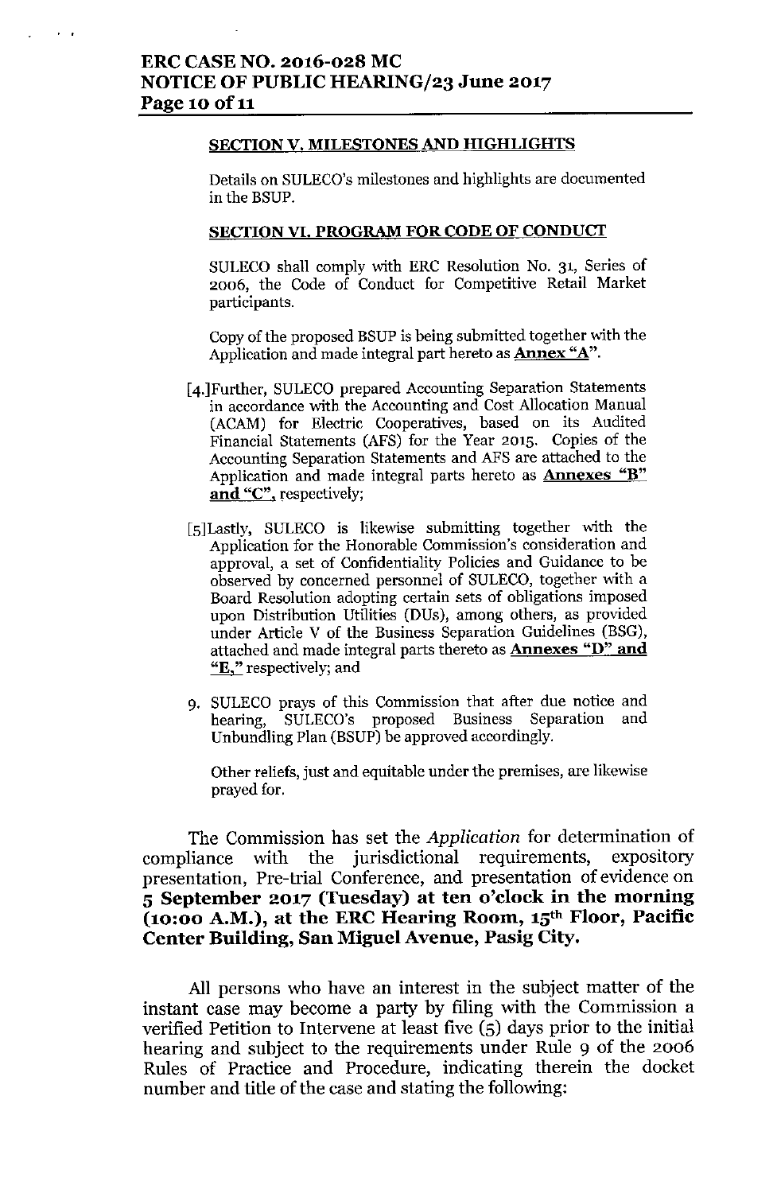**SECTION V. MILESTONES AND HIGHLIGHTS**

Details on SULECO's milestones and highlights are documented in the BSUP.

**SECTION VI. PROGRAM FOR CODE OF CONDUCT**

SULECO shall comply with ERC Resolution No. 31, Series of 2006, the Code of Conduct for Competitive Retail Market participants.

Copy of the proposed BSUP is being submitted together with the Application and made integral part hereto as **Annex "A"**.

[4.]Further, SULECO prepared Accounting Separation Statements in accordance with the Accounting and Cost Allocation Manual (ACAM) for Electric Cooperatives, based on its Audited Financial Statements (AFS) for the Year 2015. Copies of the Accounting Separation Statements and AFS are attached to the Application and made integral parts hereto as **Annexes "B" and "C"**, respectively;

[5]Lastly, SULECO is likewise submitting together with the Application for the Honorable Commission's consideration and approval, a set of Confidentiality Policies and Guidance to be observed by concerned personnel of SULECO, together with a Board Resolution adopting certain sets of obligations imposed upon Distribution Utilities (DUs), among others, as provided under Article V of the Business Separation Guidelines (BSG), attached and made integral parts thereto as **Annexes "D" and "E,"** respectively; and

9. SULECO prays of this Commission that after due notice and hearing, SULECO's proposed Business Separation and Unbundling Plan (BSUP) be approved accordingly.

   Other reliefs, just and equitable under the premises, are likewise prayed for.

The Commission has set the *Application* for determination of compliance with the jurisdictional requirements, expository presentation, Pre-trial Conference, and presentation of evidence on **5 September 2017 (Tuesday) at ten o'clock in the morning (10:00 A.M.), at the ERC Hearing Room, 15th Floor, Pacific Center Building, San Miguel Avenue, Pasig City.**

All persons who have an interest in the subject matter of the instant case may become a party by filing with the Commission a verified Petition to Intervene at least five (5) days prior to the initial hearing and subject to the requirements under Rule 9 of the 2006 Rules of Practice and Procedure, indicating therein the docket number and title of the case and stating the following: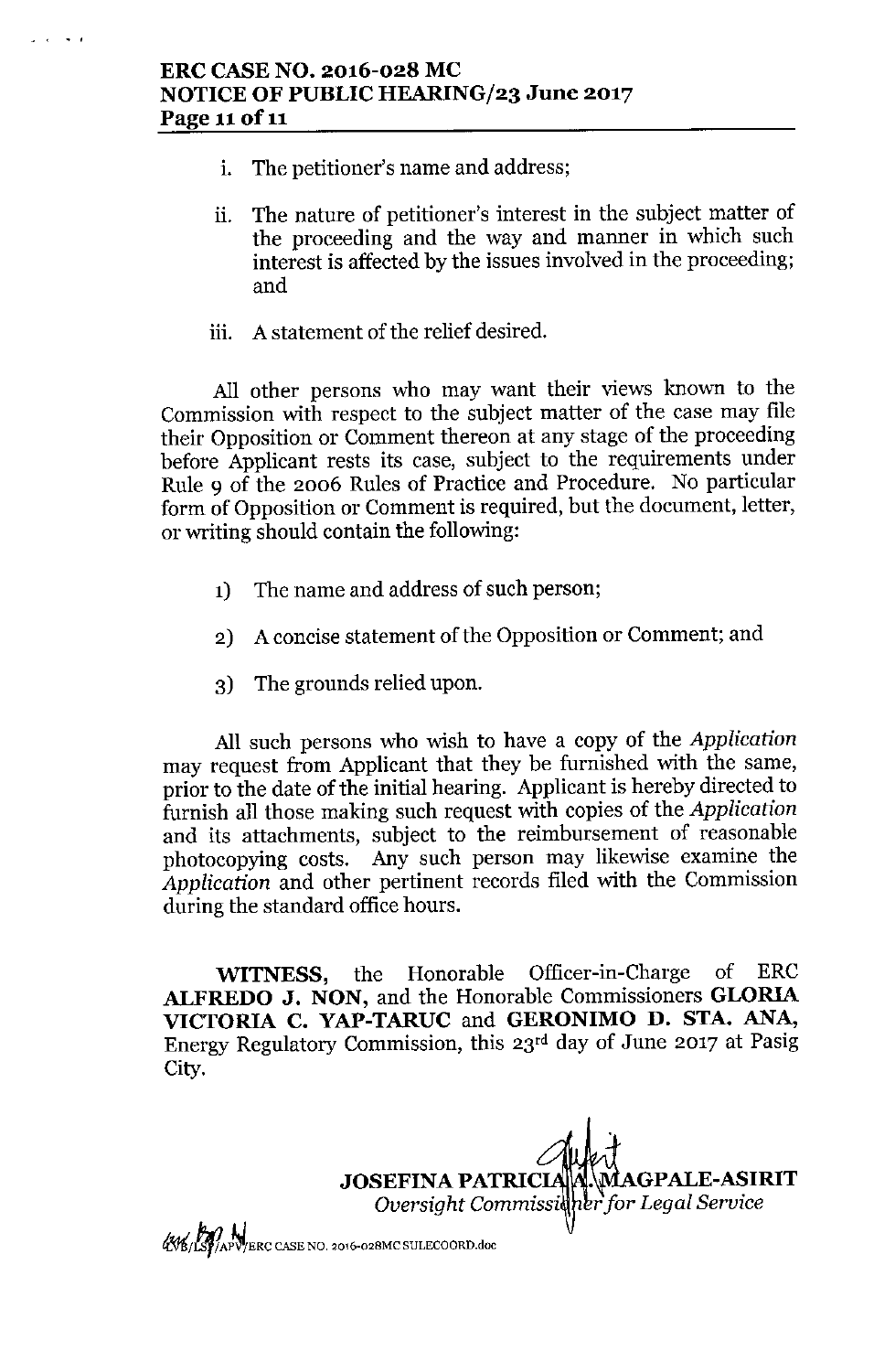i. The petitioner's name and address;

ii. The nature of petitioner's interest in the subject matter of the proceeding and the way and manner in which such interest is affected by the issues involved in the proceeding; and

iii. A statement of the relief desired.

All other persons who may want their views known to the Commission with respect to the subject matter of the case may file their Opposition or Comment thereon at any stage of the proceeding before Applicant rests its case, subject to the requirements under Rule 9 of the 2006 Rules of Practice and Procedure. No particular form of Opposition or Comment is required, but the document, letter, or writing should contain the following:

1) The name and address of such person;

2) A concise statement of the Opposition or Comment; and

3) The grounds relied upon.

All such persons who wish to have a copy of the *Application* may request from Applicant that they be furnished with the same, prior to the date of the initial hearing. Applicant is hereby directed to furnish all those making such request with copies of the *Application* and its attachments, subject to the reimbursement of reasonable photocopying costs. Any such person may likewise examine the *Application* and other pertinent records filed with the Commission during the standard office hours.

**WITNESS**, the Honorable Officer-in-Charge of ERC **ALFREDO J. NON**, and the Honorable Commissioners **GLORIA VICTORIA C. YAP-TARUC** and **GERONIMO D. STA. ANA**, Energy Regulatory Commission, this 23rd day of June 2017 at Pasig City.

**JOSEFINA PATRICIA A. MAGPALE-ASIRIT**
*Oversight Commissioner for Legal Service*

/LS/APV/ERC CASE NO. 2016-028MC SULECOORD.doc